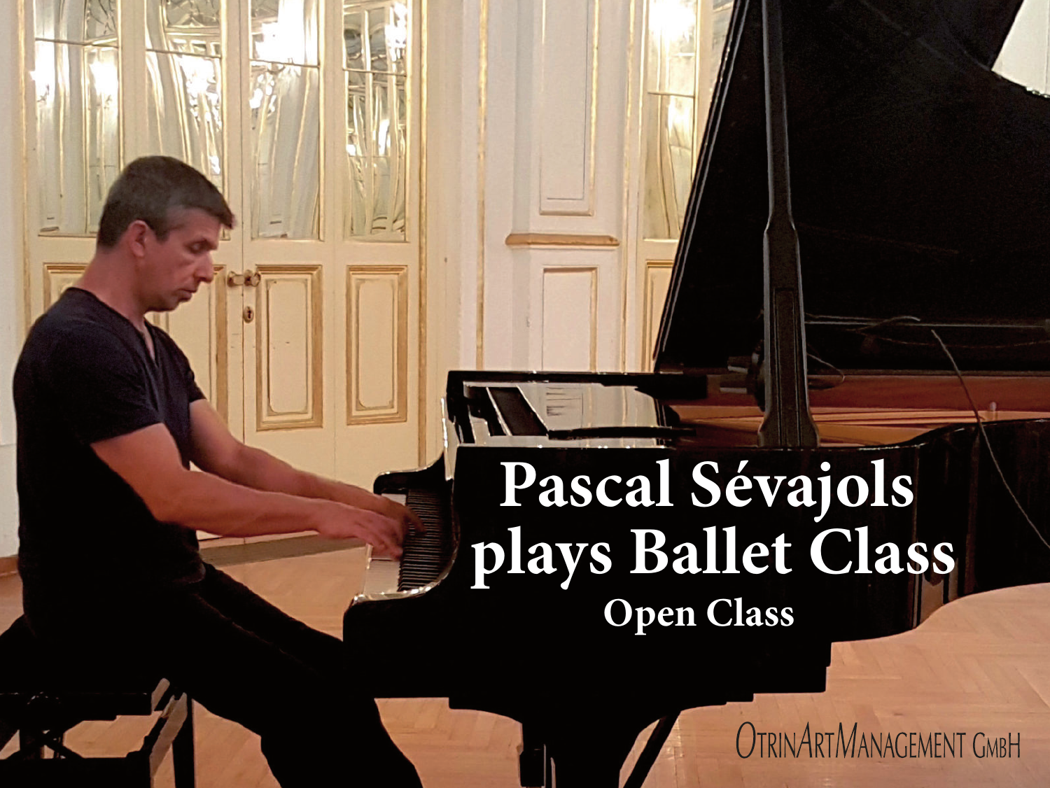# Pascal Sévajols plays Ballet Class

## Open Class

OtrinArtManagement GmbH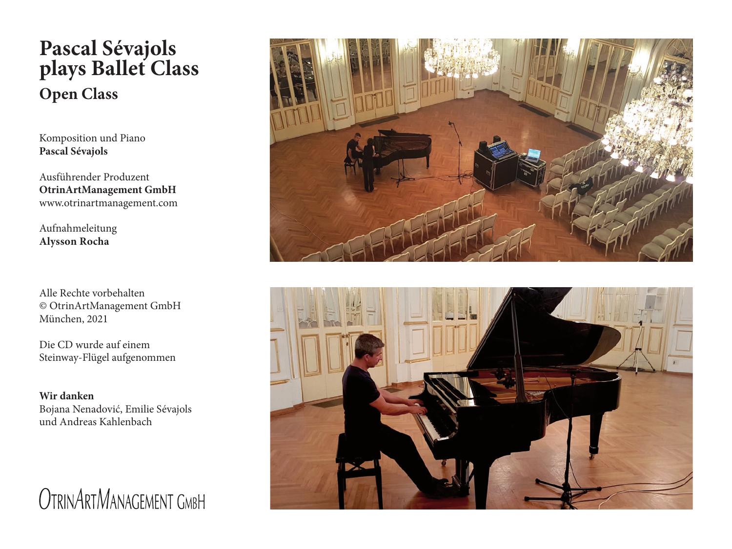# Pascal Sévajols plays Ballet Class

## Open Class

Komposition und Piano
**Pascal Sévajols**

Ausführender Produzent
**OtrinArtManagement GmbH**
www.otrinartmanagement.com

Aufnahmeleitung
**Alysson Rocha**

Alle Rechte vorbehalten
© OtrinArtManagement GmbH
München, 2021

Die CD wurde auf einem
Steinway-Flügel aufgenommen

**Wir danken**
Bojana Nenadović, Emilie Sévajols
und Andreas Kahlenbach

OtrinArtManagement GmbH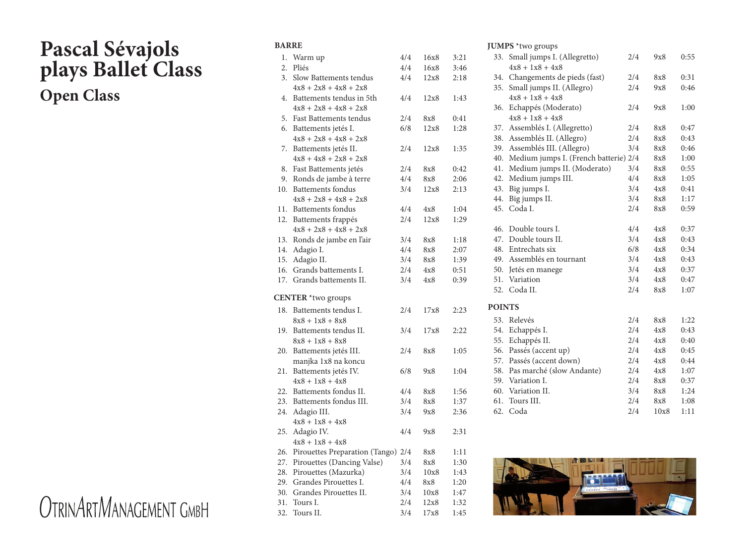# Pascal Sévajols plays Ballet Class

## Open Class

**BARRE**

| | | | | |
|---|---|---|---|---|
| 1. | Warm up | 4/4 | 16x8 | 3:21 |
| 2. | Pliés | 4/4 | 16x8 | 3:46 |
| 3. | Slow Battements tendus<br>4x8 + 2x8 + 4x8 + 2x8 | 4/4 | 12x8 | 2:18 |
| 4. | Battements tendus in 5th<br>4x8 + 2x8 + 4x8 + 2x8 | 4/4 | 12x8 | 1:43 |
| 5. | Fast Battements tendus | 2/4 | 8x8 | 0:41 |
| 6. | Battements jetés I.<br>4x8 + 2x8 + 4x8 + 2x8 | 6/8 | 12x8 | 1:28 |
| 7. | Battements jetés II.<br>4x8 + 4x8 + 2x8 + 2x8 | 2/4 | 12x8 | 1:35 |
| 8. | Fast Battements jetés | 2/4 | 8x8 | 0:42 |
| 9. | Ronds de jambe à terre | 4/4 | 8x8 | 2:06 |
| 10. | Battements fondus<br>4x8 + 2x8 + 4x8 + 2x8 | 3/4 | 12x8 | 2:13 |
| 11. | Battements fondus | 4/4 | 4x8 | 1:04 |
| 12. | Battements frappés<br>4x8 + 2x8 + 4x8 + 2x8 | 2/4 | 12x8 | 1:29 |
| 13. | Ronds de jambe en l'air | 3/4 | 8x8 | 1:18 |
| 14. | Adagio I. | 4/4 | 8x8 | 2:07 |
| 15. | Adagio II. | 3/4 | 8x8 | 1:39 |
| 16. | Grands battements I. | 2/4 | 4x8 | 0:51 |
| 17. | Grands battements II. | 3/4 | 4x8 | 0:39 |

**CENTER** *two groups

| | | | | |
|---|---|---|---|---|
| 18. | Battements tendus I.<br>8x8 + 1x8 + 8x8 | 2/4 | 17x8 | 2:23 |
| 19. | Battements tendus II.<br>8x8 + 1x8 + 8x8 | 3/4 | 17x8 | 2:22 |
| 20. | Battements jetés III.<br>manjka 1x8 na koncu | 2/4 | 8x8 | 1:05 |
| 21. | Battements jetés IV.<br>4x8 + 1x8 + 4x8 | 6/8 | 9x8 | 1:04 |
| 22. | Battements fondus II. | 4/4 | 8x8 | 1:56 |
| 23. | Battements fondus III. | 3/4 | 8x8 | 1:37 |
| 24. | Adagio III.<br>4x8 + 1x8 + 4x8 | 3/4 | 9x8 | 2:36 |
| 25. | Adagio IV.<br>4x8 + 1x8 + 4x8 | 4/4 | 9x8 | 2:31 |
| 26. | Pirouettes Preparation (Tango) | 2/4 | 8x8 | 1:11 |
| 27. | Pirouettes (Dancing Valse) | 3/4 | 8x8 | 1:30 |
| 28. | Pirouettes (Mazurka) | 3/4 | 10x8 | 1:43 |
| 29. | Grandes Pirouettes I. | 4/4 | 8x8 | 1:20 |
| 30. | Grandes Pirouettes II. | 3/4 | 10x8 | 1:47 |
| 31. | Tours I. | 2/4 | 12x8 | 1:32 |
| 32. | Tours II. | 3/4 | 17x8 | 1:45 |

**JUMPS** *two groups

| | | | | |
|---|---|---|---|---|
| 33. | Small jumps I. (Allegretto)<br>4x8 + 1x8 + 4x8 | 2/4 | 9x8 | 0:55 |
| 34. | Changements de pieds (fast) | 2/4 | 8x8 | 0:31 |
| 35. | Small jumps II. (Allegro)<br>4x8 + 1x8 + 4x8 | 2/4 | 9x8 | 0:46 |
| 36. | Echappés (Moderato)<br>4x8 + 1x8 + 4x8 | 2/4 | 9x8 | 1:00 |
| 37. | Assemblés I. (Allegretto) | 2/4 | 8x8 | 0:47 |
| 38. | Assemblés II. (Allegro) | 2/4 | 8x8 | 0:43 |
| 39. | Assemblés III. (Allegro) | 3/4 | 8x8 | 0:46 |
| 40. | Medium jumps I. (French batterie) | 2/4 | 8x8 | 1:00 |
| 41. | Medium jumps II. (Moderato) | 3/4 | 8x8 | 0:55 |
| 42. | Medium jumps III. | 4/4 | 8x8 | 1:05 |
| 43. | Big jumps I. | 3/4 | 4x8 | 0:41 |
| 44. | Big jumps II. | 3/4 | 8x8 | 1:17 |
| 45. | Coda I. | 2/4 | 8x8 | 0:59 |
| 46. | Double tours I. | 4/4 | 4x8 | 0:37 |
| 47. | Double tours II. | 3/4 | 4x8 | 0:43 |
| 48. | Entrechats six | 6/8 | 4x8 | 0:34 |
| 49. | Assemblés en tournant | 3/4 | 4x8 | 0:43 |
| 50. | Jetés en manege | 3/4 | 4x8 | 0:37 |
| 51. | Variation | 3/4 | 4x8 | 0:47 |
| 52. | Coda II. | 2/4 | 8x8 | 1:07 |

**POINTS**

| | | | | |
|---|---|---|---|---|
| 53. | Relevés | 2/4 | 8x8 | 1:22 |
| 54. | Echappés I. | 2/4 | 4x8 | 0:43 |
| 55. | Echappés II. | 2/4 | 4x8 | 0:40 |
| 56. | Passés (accent up) | 2/4 | 4x8 | 0:45 |
| 57. | Passés (accent down) | 2/4 | 4x8 | 0:44 |
| 58. | Pas marché (slow Andante) | 2/4 | 4x8 | 1:07 |
| 59. | Variation I. | 2/4 | 8x8 | 0:37 |
| 60. | Variation II. | 3/4 | 8x8 | 1:24 |
| 61. | Tours III. | 2/4 | 8x8 | 1:08 |
| 62. | Coda | 2/4 | 10x8 | 1:11 |

OtrinArtManagement GmbH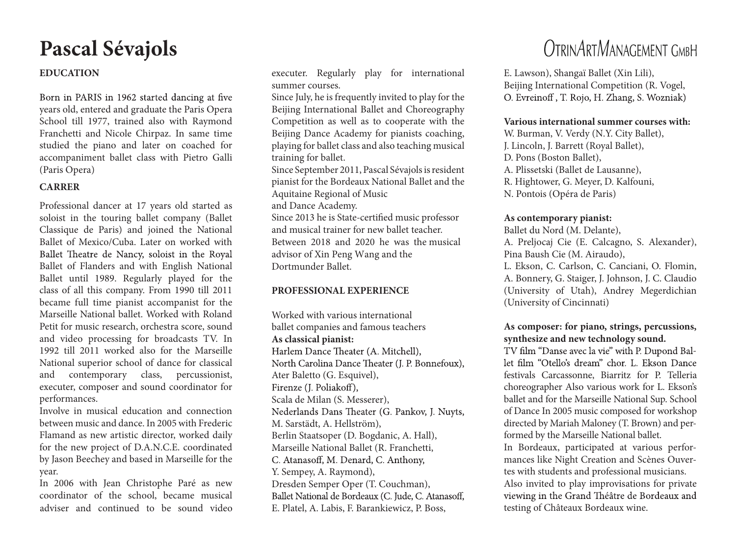# Pascal Sévajols

OtrinArtManagement GmbH

**EDUCATION**

Born in PARIS in 1962 started dancing at five years old, entered and graduate the Paris Opera School till 1977, trained also with Raymond Franchetti and Nicole Chirpaz. In same time studied the piano and later on coached for accompaniment ballet class with Pietro Galli (Paris Opera)

**CARRER**

Professional dancer at 17 years old started as soloist in the touring ballet company (Ballet Classique de Paris) and joined the National Ballet of Mexico/Cuba. Later on worked with Ballet Theatre de Nancy, soloist in the Royal Ballet of Flanders and with English National Ballet until 1989. Regularly played for the class of all this company. From 1990 till 2011 became full time pianist accompanist for the Marseille National ballet. Worked with Roland Petit for music research, orchestra score, sound and video processing for broadcasts TV. In 1992 till 2011 worked also for the Marseille National superior school of dance for classical and contemporary class, percussionist, executer, composer and sound coordinator for performances.

Involve in musical education and connection between music and dance. In 2005 with Frederic Flamand as new artistic director, worked daily for the new project of D.A.N.C.E. coordinated by Jason Beechey and based in Marseille for the year.

In 2006 with Jean Christophe Paré as new coordinator of the school, became musical adviser and continued to be sound video executer. Regularly play for international summer courses.

Since July, he is frequently invited to play for the Beijing International Ballet and Choreography Competition as well as to cooperate with the Beijing Dance Academy for pianists coaching, playing for ballet class and also teaching musical training for ballet.

Since September 2011, Pascal Sévajols is resident pianist for the Bordeaux National Ballet and the Aquitaine Regional of Music
and Dance Academy.

Since 2013 he is State-certified music professor and musical trainer for new ballet teacher.

Between 2018 and 2020 he was the musical advisor of Xin Peng Wang and the Dortmunder Ballet.

**PROFESSIONAL EXPERIENCE**

Worked with various international ballet companies and famous teachers

**As classical pianist:**

Harlem Dance Theater (A. Mitchell),
North Carolina Dance Theater (J. P. Bonnefoux),
Ater Baletto (G. Esquivel),
Firenze (J. Poliakoff),
Scala de Milan (S. Messerer),
Nederlands Dans Theater (G. Pankov, J. Nuyts, M. Sarstädt, A. Hellström),
Berlin Staatsoper (D. Bogdanic, A. Hall),
Marseille National Ballet (R. Franchetti, C. Atanasoff, M. Denard, C. Anthony, Y. Sempey, A. Raymond),
Dresden Semper Oper (T. Couchman),
Ballet National de Bordeaux (C. Jude, C. Atanasoff, E. Platel, A. Labis, F. Barankiewicz, P. Boss, E. Lawson), Shangaï Ballet (Xin Lili),
Beijing International Competition (R. Vogel, O. Evreinoff , T. Rojo, H. Zhang, S. Wozniak)

**Various international summer courses with:**

W. Burman, V. Verdy (N.Y. City Ballet),
J. Lincoln, J. Barrett (Royal Ballet),
D. Pons (Boston Ballet),
A. Plissetski (Ballet de Lausanne),
R. Hightower, G. Meyer, D. Kalfouni,
N. Pontois (Opéra de Paris)

**As contemporary pianist:**

Ballet du Nord (M. Delante),
A. Preljocaj Cie (E. Calcagno, S. Alexander),
Pina Baush Cie (M. Airaudo),
L. Ekson, C. Carlson, C. Canciani, O. Flomin, A. Bonnery, G. Staiger, J. Johnson, J. C. Claudio (University of Utah), Andrey Megerdichian (University of Cincinnati)

**As composer: for piano, strings, percussions, synthesize and new technology sound.**

TV film "Danse avec la vie" with P. Dupond Ballet film "Otello's dream" chor. L. Ekson Dance festivals Carcassonne, Biarritz for P. Telleria choreographer Also various work for L. Ekson's ballet and for the Marseille National Sup. School of Dance In 2005 music composed for workshop directed by Mariah Maloney (T. Brown) and performed by the Marseille National ballet.

In Bordeaux, participated at various performances like Night Creation and Scènes Ouvertes with students and professional musicians.

Also invited to play improvisations for private viewing in the Grand Théâtre de Bordeaux and testing of Châteaux Bordeaux wine.